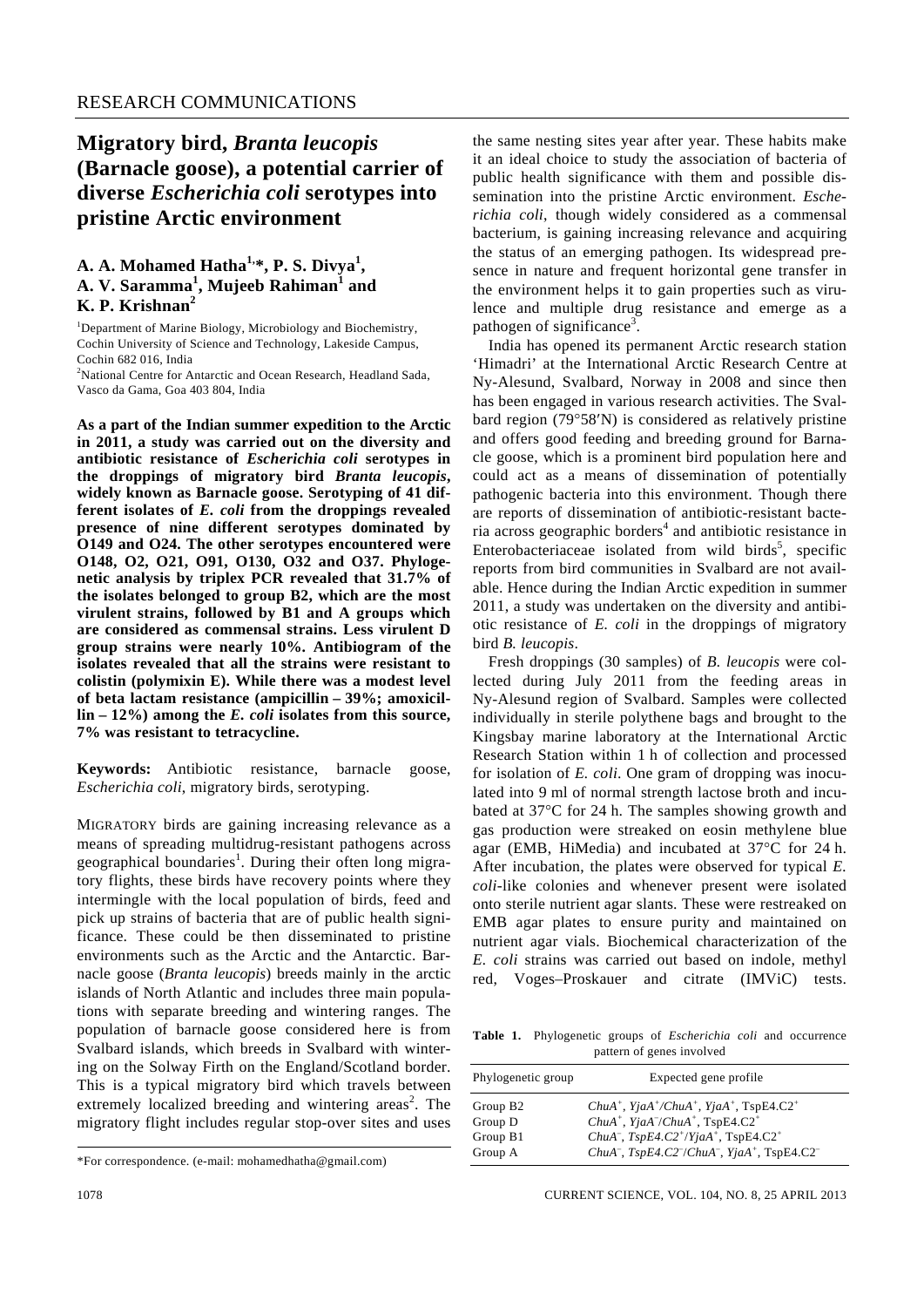RESEARCH COMMUNICATIONS

# Migratory bird, *Branta leucopis* (Barnacle goose), a potential carrier of diverse *Escherichia coli* serotypes into pristine Arctic environment

**A. A. Mohamed Hatha[1,*], P. S. Divya[1], A. V. Saramma[1], Mujeeb Rahiman[1] and K. P. Krishnan[2]**

[1]Department of Marine Biology, Microbiology and Biochemistry, Cochin University of Science and Technology, Lakeside Campus, Cochin 682 016, India

[2]National Centre for Antarctic and Ocean Research, Headland Sada, Vasco da Gama, Goa 403 804, India

**As a part of the Indian summer expedition to the Arctic in 2011, a study was carried out on the diversity and antibiotic resistance of *Escherichia coli* serotypes in the droppings of migratory bird *Branta leucopis*, widely known as Barnacle goose. Serotyping of 41 different isolates of *E. coli* from the droppings revealed presence of nine different serotypes dominated by O149 and O24. The other serotypes encountered were O148, O2, O21, O91, O130, O32 and O37. Phylogenetic analysis by triplex PCR revealed that 31.7% of the isolates belonged to group B2, which are the most virulent strains, followed by B1 and A groups which are considered as commensal strains. Less virulent D group strains were nearly 10%. Antibiogram of the isolates revealed that all the strains were resistant to colistin (polymixin E). While there was a modest level of beta lactam resistance (ampicillin – 39%; amoxicillin – 12%) among the *E. coli* isolates from this source, 7% was resistant to tetracycline.**

**Keywords:** Antibiotic resistance, barnacle goose, *Escherichia coli*, migratory birds, serotyping.

MIGRATORY birds are gaining increasing relevance as a means of spreading multidrug-resistant pathogens across geographical boundaries[1]. During their often long migratory flights, these birds have recovery points where they intermingle with the local population of birds, feed and pick up strains of bacteria that are of public health significance. These could be then disseminated to pristine environments such as the Arctic and the Antarctic. Barnacle goose (*Branta leucopis*) breeds mainly in the arctic islands of North Atlantic and includes three main populations with separate breeding and wintering ranges. The population of barnacle goose considered here is from Svalbard islands, which breeds in Svalbard with wintering on the Solway Firth on the England/Scotland border. This is a typical migratory bird which travels between extremely localized breeding and wintering areas[2]. The migratory flight includes regular stop-over sites and uses the same nesting sites year after year. These habits make it an ideal choice to study the association of bacteria of public health significance with them and possible dissemination into the pristine Arctic environment. *Escherichia coli*, though widely considered as a commensal bacterium, is gaining increasing relevance and acquiring the status of an emerging pathogen. Its widespread presence in nature and frequent horizontal gene transfer in the environment helps it to gain properties such as virulence and multiple drug resistance and emerge as a pathogen of significance[3].

India has opened its permanent Arctic research station 'Himadri' at the International Arctic Research Centre at Ny-Alesund, Svalbard, Norway in 2008 and since then has been engaged in various research activities. The Svalbard region (79°58′N) is considered as relatively pristine and offers good feeding and breeding ground for Barnacle goose, which is a prominent bird population here and could act as a means of dissemination of potentially pathogenic bacteria into this environment. Though there are reports of dissemination of antibiotic-resistant bacteria across geographic borders[4] and antibiotic resistance in Enterobacteriaceae isolated from wild birds[5], specific reports from bird communities in Svalbard are not available. Hence during the Indian Arctic expedition in summer 2011, a study was undertaken on the diversity and antibiotic resistance of *E. coli* in the droppings of migratory bird *B. leucopis*.

Fresh droppings (30 samples) of *B. leucopis* were collected during July 2011 from the feeding areas in Ny-Alesund region of Svalbard. Samples were collected individually in sterile polythene bags and brought to the Kingsbay marine laboratory at the International Arctic Research Station within 1 h of collection and processed for isolation of *E. coli*. One gram of dropping was inoculated into 9 ml of normal strength lactose broth and incubated at 37°C for 24 h. The samples showing growth and gas production were streaked on eosin methylene blue agar (EMB, HiMedia) and incubated at 37°C for 24 h. After incubation, the plates were observed for typical *E. coli*-like colonies and whenever present were isolated onto sterile nutrient agar slants. These were restreaked on EMB agar plates to ensure purity and maintained on nutrient agar vials. Biochemical characterization of the *E. coli* strains was carried out based on indole, methyl red, Voges–Proskauer and citrate (IMViC) tests.

**Table 1.** Phylogenetic groups of *Escherichia coli* and occurrence pattern of genes involved

| Phylogenetic group | Expected gene profile |
|---|---|
| Group B2 | *ChuA*$^+$, *YjaA*$^+$/*ChuA*$^+$, *YjaA*$^+$, TspE4.C2$^+$ |
| Group D | *ChuA*$^+$, *YjaA*$^-$/*ChuA*$^+$, TspE4.C2$^+$ |
| Group B1 | *ChuA*$^-$, *TspE4.C2*$^+$/*YjaA*$^+$, TspE4.C2$^+$ |
| Group A | *ChuA*$^-$, *TspE4.C2*$^-$/*ChuA*$^-$, *YjaA*$^+$, TspE4.C2$^-$ |

*For correspondence. (e-mail: mohamedhatha@gmail.com)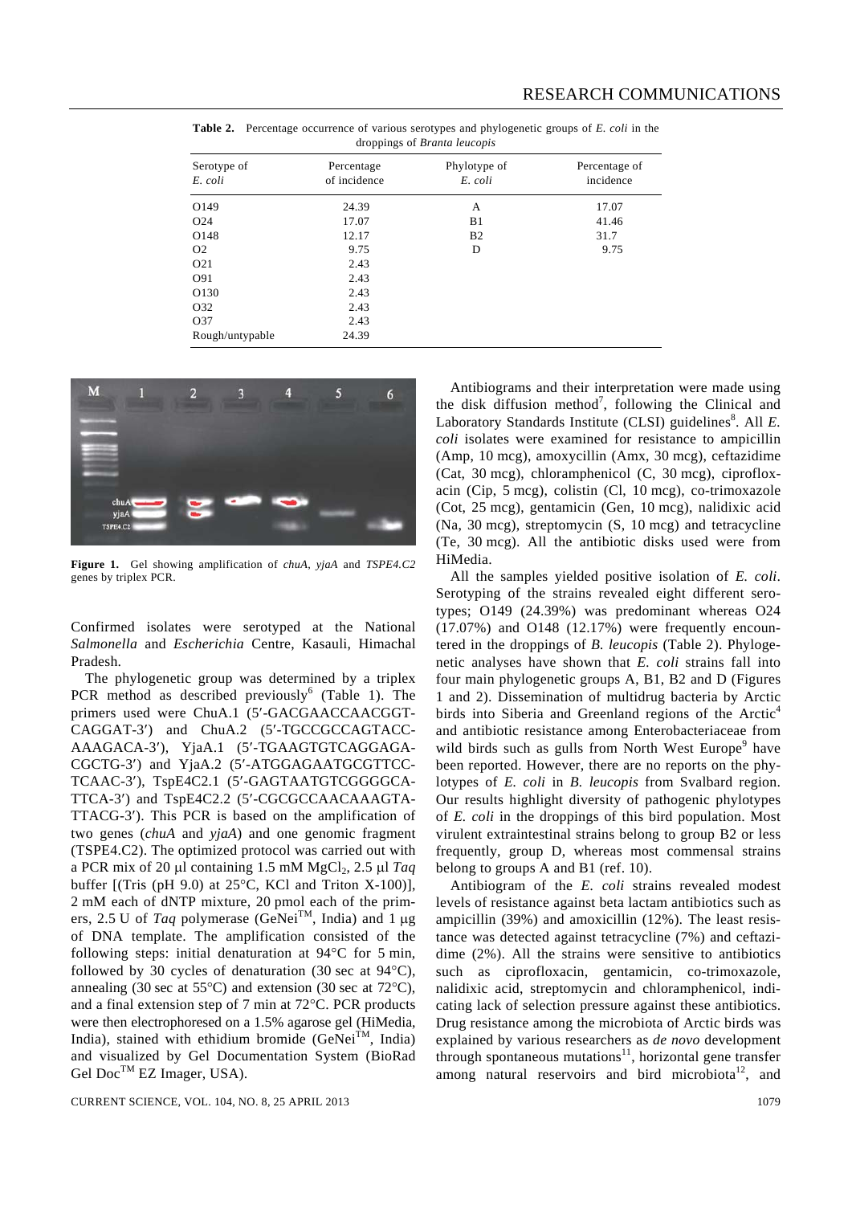**Table 2.** Percentage occurrence of various serotypes and phylogenetic groups of *E. coli* in the droppings of *Branta leucopis*

| Serotype of *E. coli* | Percentage of incidence | Phylotype of *E. coli* | Percentage of incidence |
|---|---|---|---|
| O149 | 24.39 | A | 17.07 |
| O24 | 17.07 | B1 | 41.46 |
| O148 | 12.17 | B2 | 31.7 |
| O2 | 9.75 | D | 9.75 |
| O21 | 2.43 | | |
| O91 | 2.43 | | |
| O130 | 2.43 | | |
| O32 | 2.43 | | |
| O37 | 2.43 | | |
| Rough/untypable | 24.39 | | |

**Figure 1.** Gel showing amplification of *chuA*, *yjaA* and *TSPE4.C2* genes by triplex PCR.

Confirmed isolates were serotyped at the National *Salmonella* and *Escherichia* Centre, Kasauli, Himachal Pradesh.

The phylogenetic group was determined by a triplex PCR method as described previously[6] (Table 1). The primers used were ChuA.1 (5′-GACGAACCAACGGT-CAGGAT-3′) and ChuA.2 (5′-TGCCGCCAGTACC-AAAGACA-3′), YjaA.1 (5′-TGAAGTGTCAGGAGA-CGCTG-3′) and YjaA.2 (5′-ATGGAGAATGCGTTCC-TCAAC-3′), TspE4C2.1 (5′-GAGTAATGTCGGGGCA-TTCA-3′) and TspE4C2.2 (5′-CGCGCCAACAAAGTA-TTACG-3′). This PCR is based on the amplification of two genes (*chuA* and *yjaA*) and one genomic fragment (TSPE4.C2). The optimized protocol was carried out with a PCR mix of 20 μl containing 1.5 mM $MgCl_2$, 2.5 μl *Taq* buffer [(Tris (pH 9.0) at 25°C, KCl and Triton X-100)], 2 mM each of dNTP mixture, 20 pmol each of the primers, 2.5 U of *Taq* polymerase (GeNei™, India) and 1 μg of DNA template. The amplification consisted of the following steps: initial denaturation at 94°C for 5 min, followed by 30 cycles of denaturation (30 sec at 94°C), annealing (30 sec at 55°C) and extension (30 sec at 72°C), and a final extension step of 7 min at 72°C. PCR products were then electrophoresed on a 1.5% agarose gel (HiMedia, India), stained with ethidium bromide (GeNei™, India) and visualized by Gel Documentation System (BioRad Gel Doc™ EZ Imager, USA).

Antibiograms and their interpretation were made using the disk diffusion method[7], following the Clinical and Laboratory Standards Institute (CLSI) guidelines[8]. All *E. coli* isolates were examined for resistance to ampicillin (Amp, 10 mcg), amoxycillin (Amx, 30 mcg), ceftazidime (Cat, 30 mcg), chloramphenicol (C, 30 mcg), ciprofloxacin (Cip, 5 mcg), colistin (Cl, 10 mcg), co-trimoxazole (Cot, 25 mcg), gentamicin (Gen, 10 mcg), nalidixic acid (Na, 30 mcg), streptomycin (S, 10 mcg) and tetracycline (Te, 30 mcg). All the antibiotic disks used were from HiMedia.

All the samples yielded positive isolation of *E. coli*. Serotyping of the strains revealed eight different serotypes; O149 (24.39%) was predominant whereas O24 (17.07%) and O148 (12.17%) were frequently encountered in the droppings of *B. leucopis* (Table 2). Phylogenetic analyses have shown that *E. coli* strains fall into four main phylogenetic groups A, B1, B2 and D (Figures 1 and 2). Dissemination of multidrug bacteria by Arctic birds into Siberia and Greenland regions of the Arctic[4] and antibiotic resistance among Enterobacteriaceae from wild birds such as gulls from North West Europe[9] have been reported. However, there are no reports on the phylotypes of *E. coli* in *B. leucopis* from Svalbard region. Our results highlight diversity of pathogenic phylotypes of *E. coli* in the droppings of this bird population. Most virulent extraintestinal strains belong to group B2 or less frequently, group D, whereas most commensal strains belong to groups A and B1 (ref. 10).

Antibiogram of the *E. coli* strains revealed modest levels of resistance against beta lactam antibiotics such as ampicillin (39%) and amoxicillin (12%). The least resistance was detected against tetracycline (7%) and ceftazidime (2%). All the strains were sensitive to antibiotics such as ciprofloxacin, gentamicin, co-trimoxazole, nalidixic acid, streptomycin and chloramphenicol, indicating lack of selection pressure against these antibiotics. Drug resistance among the microbiota of Arctic birds was explained by various researchers as *de novo* development through spontaneous mutations[11], horizontal gene transfer among natural reservoirs and bird microbiota[12], and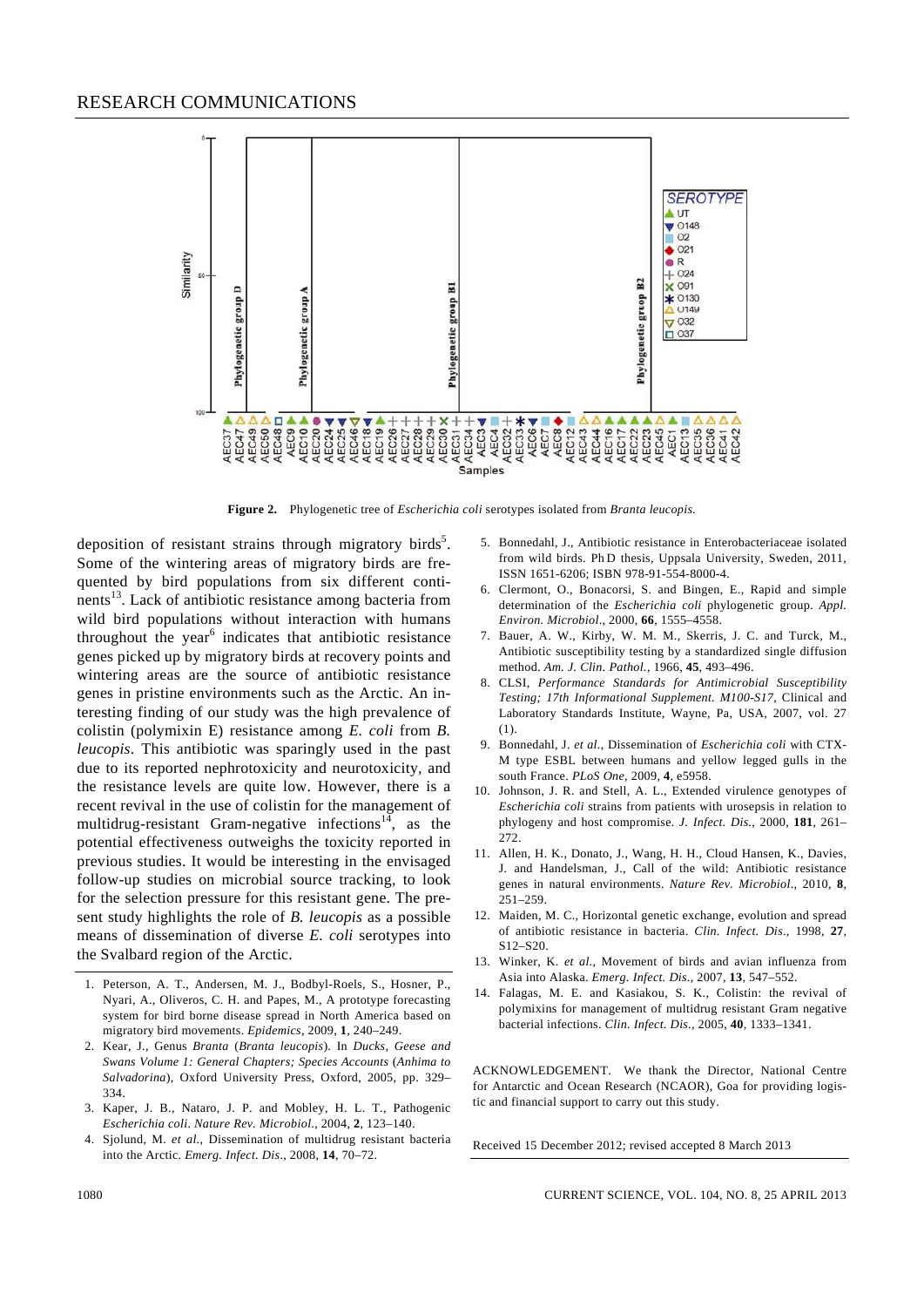Similarity

0

50

100

Phylogenetic group D

Phylogenetic group A

Phylogenetic group B1

Phylogenetic group B2

SEROTYPE

UT

O148

O2

O21

R

O24

O91

O130

O149

O32

O37

AEC37 AEC47 AEC49 AEC50 AEC48 AEC9 AEC10 AEC20 AEC24 AEC25 AEC46 AEC18 AEC19 AEC26 AEC27 AEC28 AEC29 AEC30 AEC31 AEC34 AEC3 AEC4 AEC32 AEC33 AEC6 AEC7 AEC8 AEC12 AEC43 AEC44 AEC16 AEC17 AEC22 AEC23 AEC45 AEC1 AEC13 AEC35 AEC36 AEC41 AEC42

Samples

**Figure 2.** Phylogenetic tree of *Escherichia coli* serotypes isolated from *Branta leucopis.*

deposition of resistant strains through migratory birds[5]. Some of the wintering areas of migratory birds are frequented by bird populations from six different continents[13]. Lack of antibiotic resistance among bacteria from wild bird populations without interaction with humans throughout the year[6] indicates that antibiotic resistance genes picked up by migratory birds at recovery points and wintering areas are the source of antibiotic resistance genes in pristine environments such as the Arctic. An interesting finding of our study was the high prevalence of colistin (polymixin E) resistance among *E. coli* from *B. leucopis*. This antibiotic was sparingly used in the past due to its reported nephrotoxicity and neurotoxicity, and the resistance levels are quite low. However, there is a recent revival in the use of colistin for the management of multidrug-resistant Gram-negative infections[14], as the potential effectiveness outweighs the toxicity reported in previous studies. It would be interesting in the envisaged follow-up studies on microbial source tracking, to look for the selection pressure for this resistant gene. The present study highlights the role of *B. leucopis* as a possible means of dissemination of diverse *E. coli* serotypes into the Svalbard region of the Arctic.

1. Peterson, A. T., Andersen, M. J., Bodbyl-Roels, S., Hosner, P., Nyari, A., Oliveros, C. H. and Papes, M., A prototype forecasting system for bird borne disease spread in North America based on migratory bird movements. *Epidemics*, 2009, **1**, 240–249.
2. Kear, J., Genus *Branta* (*Branta leucopis*). In *Ducks, Geese and Swans Volume 1: General Chapters; Species Accounts* (*Anhima to Salvadorina*), Oxford University Press, Oxford, 2005, pp. 329–334.
3. Kaper, J. B., Nataro, J. P. and Mobley, H. L. T., Pathogenic *Escherichia coli*. *Nature Rev. Microbiol.*, 2004, **2**, 123–140.
4. Sjolund, M. *et al.*, Dissemination of multidrug resistant bacteria into the Arctic. *Emerg. Infect. Dis*., 2008, **14**, 70–72.
5. Bonnedahl, J., Antibiotic resistance in Enterobacteriaceae isolated from wild birds. Ph D thesis, Uppsala University, Sweden, 2011, ISSN 1651-6206; ISBN 978-91-554-8000-4.
6. Clermont, O., Bonacorsi, S. and Bingen, E., Rapid and simple determination of the *Escherichia coli* phylogenetic group. *Appl. Environ. Microbiol*., 2000, **66**, 1555–4558.
7. Bauer, A. W., Kirby, W. M. M., Skerris, J. C. and Turck, M., Antibiotic susceptibility testing by a standardized single diffusion method. *Am. J. Clin. Pathol.*, 1966, **45**, 493–496.
8. CLSI, *Performance Standards for Antimicrobial Susceptibility Testing; 17th Informational Supplement. M100-S17*, Clinical and Laboratory Standards Institute, Wayne, Pa, USA, 2007, vol. 27 (1).
9. Bonnedahl, J. *et al.*, Dissemination of *Escherichia coli* with CTX-M type ESBL between humans and yellow legged gulls in the south France. *PLoS One*, 2009, **4**, e5958.
10. Johnson, J. R. and Stell, A. L., Extended virulence genotypes of *Escherichia coli* strains from patients with urosepsis in relation to phylogeny and host compromise. *J. Infect. Dis.*, 2000, **181**, 261–272.
11. Allen, H. K., Donato, J., Wang, H. H., Cloud Hansen, K., Davies, J. and Handelsman, J., Call of the wild: Antibiotic resistance genes in natural environments. *Nature Rev. Microbiol*., 2010, **8**, 251–259.
12. Maiden, M. C., Horizontal genetic exchange, evolution and spread of antibiotic resistance in bacteria. *Clin. Infect. Dis*., 1998, **27**, S12–S20.
13. Winker, K. *et al.*, Movement of birds and avian influenza from Asia into Alaska. *Emerg. Infect. Dis.*, 2007, **13**, 547–552.
14. Falagas, M. E. and Kasiakou, S. K., Colistin: the revival of polymixins for management of multidrug resistant Gram negative bacterial infections. *Clin. Infect. Dis*., 2005, **40**, 1333–1341.

ACKNOWLEDGEMENT. We thank the Director, National Centre for Antarctic and Ocean Research (NCAOR), Goa for providing logistic and financial support to carry out this study.

Received 15 December 2012; revised accepted 8 March 2013